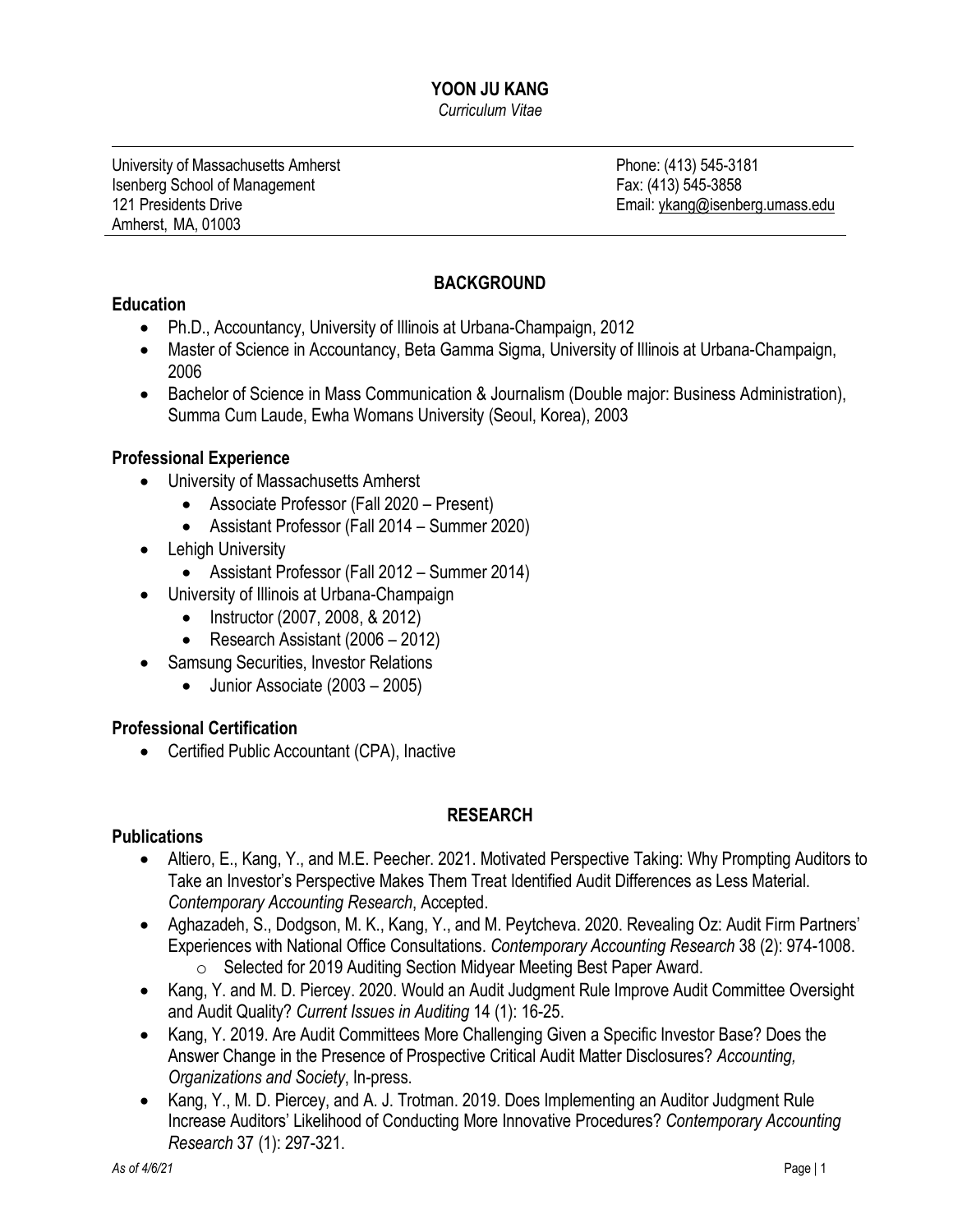# YOON JU KANG

*Curriculum Vitae*

University of Massachusetts Amherst
Isenberg School of Management
121 Presidents Drive
Amherst, MA, 01003

Phone: (413) 545-3181
Fax: (413) 545-3858
Email: ykang@isenberg.umass.edu

## BACKGROUND

### Education

- Ph.D., Accountancy, University of Illinois at Urbana-Champaign, 2012
- Master of Science in Accountancy, Beta Gamma Sigma, University of Illinois at Urbana-Champaign, 2006
- Bachelor of Science in Mass Communication & Journalism (Double major: Business Administration), Summa Cum Laude, Ewha Womans University (Seoul, Korea), 2003

### Professional Experience

- University of Massachusetts Amherst
  - Associate Professor (Fall 2020 – Present)
  - Assistant Professor (Fall 2014 – Summer 2020)
- Lehigh University
  - Assistant Professor (Fall 2012 – Summer 2014)
- University of Illinois at Urbana-Champaign
  - Instructor (2007, 2008, & 2012)
  - Research Assistant (2006 – 2012)
- Samsung Securities, Investor Relations
  - Junior Associate (2003 – 2005)

### Professional Certification

- Certified Public Accountant (CPA), Inactive

## RESEARCH

### Publications

- Altiero, E., Kang, Y., and M.E. Peecher. 2021. Motivated Perspective Taking: Why Prompting Auditors to Take an Investor's Perspective Makes Them Treat Identified Audit Differences as Less Material. *Contemporary Accounting Research*, Accepted.
- Aghazadeh, S., Dodgson, M. K., Kang, Y., and M. Peytcheva. 2020. Revealing Oz: Audit Firm Partners' Experiences with National Office Consultations. *Contemporary Accounting Research* 38 (2): 974-1008.
  - Selected for 2019 Auditing Section Midyear Meeting Best Paper Award.
- Kang, Y. and M. D. Piercey. 2020. Would an Audit Judgment Rule Improve Audit Committee Oversight and Audit Quality? *Current Issues in Auditing* 14 (1): 16-25.
- Kang, Y. 2019. Are Audit Committees More Challenging Given a Specific Investor Base? Does the Answer Change in the Presence of Prospective Critical Audit Matter Disclosures? *Accounting, Organizations and Society*, In-press.
- Kang, Y., M. D. Piercey, and A. J. Trotman. 2019. Does Implementing an Auditor Judgment Rule Increase Auditors' Likelihood of Conducting More Innovative Procedures? *Contemporary Accounting Research* 37 (1): 297-321.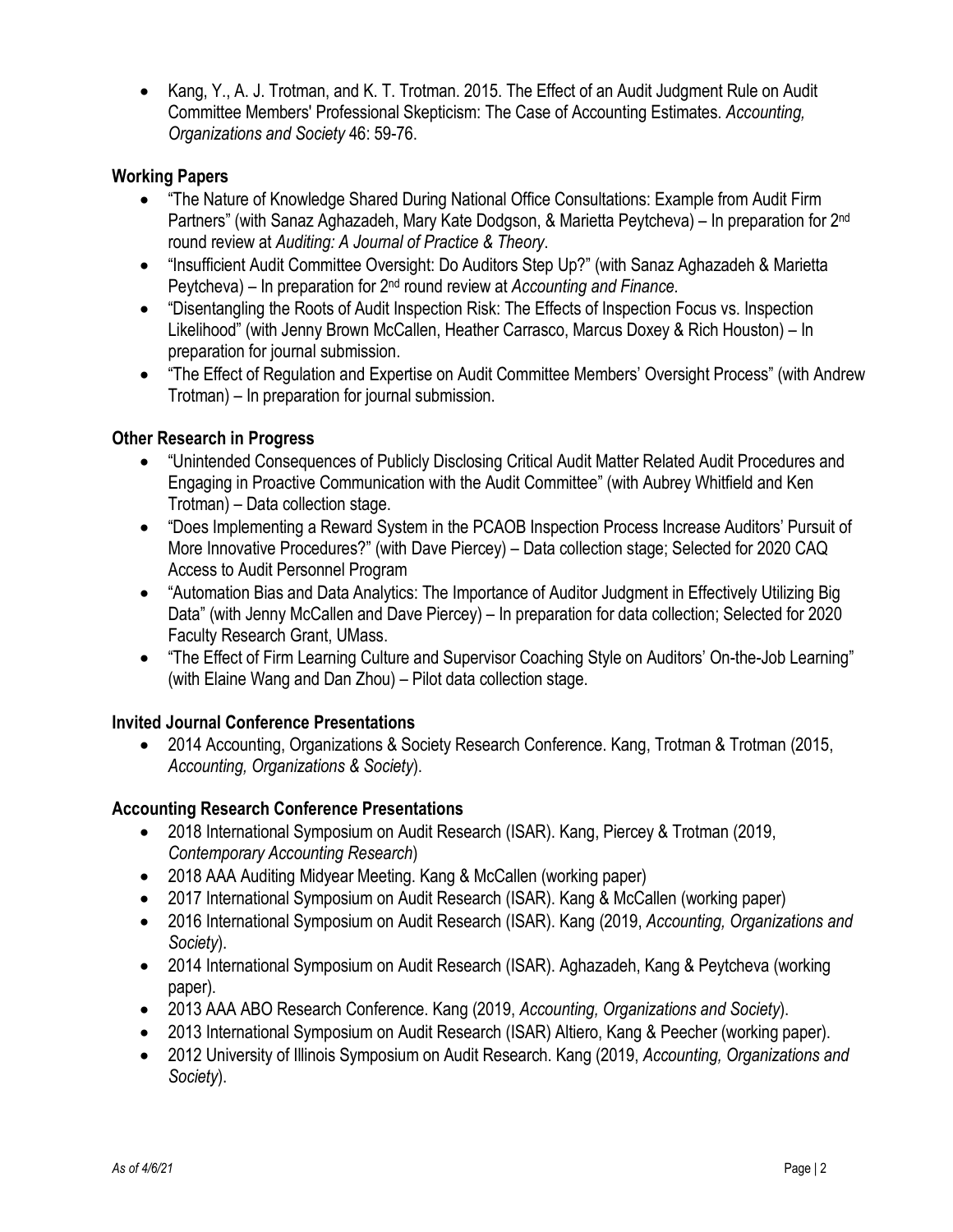- Kang, Y., A. J. Trotman, and K. T. Trotman. 2015. The Effect of an Audit Judgment Rule on Audit Committee Members' Professional Skepticism: The Case of Accounting Estimates. *Accounting, Organizations and Society* 46: 59-76.

### Working Papers

- "The Nature of Knowledge Shared During National Office Consultations: Example from Audit Firm Partners" (with Sanaz Aghazadeh, Mary Kate Dodgson, & Marietta Peytcheva) – In preparation for 2nd round review at *Auditing: A Journal of Practice & Theory*.
- "Insufficient Audit Committee Oversight: Do Auditors Step Up?" (with Sanaz Aghazadeh & Marietta Peytcheva) – In preparation for 2nd round review at *Accounting and Finance.*
- "Disentangling the Roots of Audit Inspection Risk: The Effects of Inspection Focus vs. Inspection Likelihood" (with Jenny Brown McCallen, Heather Carrasco, Marcus Doxey & Rich Houston) – In preparation for journal submission.
- "The Effect of Regulation and Expertise on Audit Committee Members' Oversight Process" (with Andrew Trotman) – In preparation for journal submission.

### Other Research in Progress

- "Unintended Consequences of Publicly Disclosing Critical Audit Matter Related Audit Procedures and Engaging in Proactive Communication with the Audit Committee" (with Aubrey Whitfield and Ken Trotman) – Data collection stage.
- "Does Implementing a Reward System in the PCAOB Inspection Process Increase Auditors' Pursuit of More Innovative Procedures?" (with Dave Piercey) – Data collection stage; Selected for 2020 CAQ Access to Audit Personnel Program
- "Automation Bias and Data Analytics: The Importance of Auditor Judgment in Effectively Utilizing Big Data" (with Jenny McCallen and Dave Piercey) – In preparation for data collection; Selected for 2020 Faculty Research Grant, UMass.
- "The Effect of Firm Learning Culture and Supervisor Coaching Style on Auditors' On-the-Job Learning" (with Elaine Wang and Dan Zhou) – Pilot data collection stage.

### Invited Journal Conference Presentations

- 2014 Accounting, Organizations & Society Research Conference. Kang, Trotman & Trotman (2015, *Accounting, Organizations & Society*).

### Accounting Research Conference Presentations

- 2018 International Symposium on Audit Research (ISAR). Kang, Piercey & Trotman (2019, *Contemporary Accounting Research*)
- 2018 AAA Auditing Midyear Meeting. Kang & McCallen (working paper)
- 2017 International Symposium on Audit Research (ISAR). Kang & McCallen (working paper)
- 2016 International Symposium on Audit Research (ISAR). Kang (2019, *Accounting, Organizations and Society*).
- 2014 International Symposium on Audit Research (ISAR). Aghazadeh, Kang & Peytcheva (working paper).
- 2013 AAA ABO Research Conference. Kang (2019, *Accounting, Organizations and Society*).
- 2013 International Symposium on Audit Research (ISAR) Altiero, Kang & Peecher (working paper).
- 2012 University of Illinois Symposium on Audit Research. Kang (2019, *Accounting, Organizations and Society*).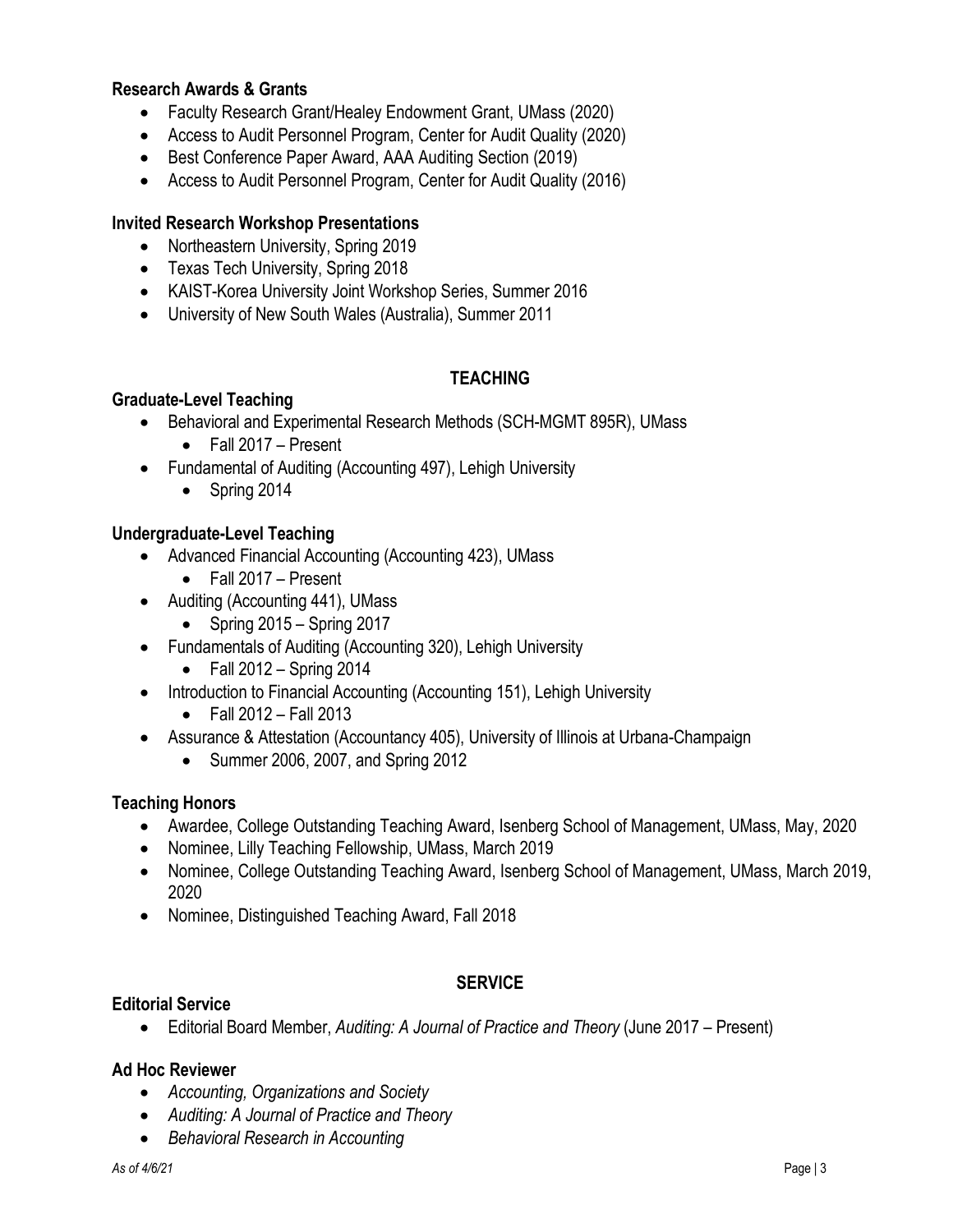### Research Awards & Grants

- Faculty Research Grant/Healey Endowment Grant, UMass (2020)
- Access to Audit Personnel Program, Center for Audit Quality (2020)
- Best Conference Paper Award, AAA Auditing Section (2019)
- Access to Audit Personnel Program, Center for Audit Quality (2016)

### Invited Research Workshop Presentations

- Northeastern University, Spring 2019
- Texas Tech University, Spring 2018
- KAIST-Korea University Joint Workshop Series, Summer 2016
- University of New South Wales (Australia), Summer 2011

## TEACHING

### Graduate-Level Teaching

- Behavioral and Experimental Research Methods (SCH-MGMT 895R), UMass
    - Fall 2017 – Present
- Fundamental of Auditing (Accounting 497), Lehigh University
    - Spring 2014

### Undergraduate-Level Teaching

- Advanced Financial Accounting (Accounting 423), UMass
    - Fall 2017 – Present
- Auditing (Accounting 441), UMass
    - Spring 2015 – Spring 2017
- Fundamentals of Auditing (Accounting 320), Lehigh University
    - Fall 2012 – Spring 2014
- Introduction to Financial Accounting (Accounting 151), Lehigh University
    - Fall 2012 – Fall 2013
- Assurance & Attestation (Accountancy 405), University of Illinois at Urbana-Champaign
    - Summer 2006, 2007, and Spring 2012

### Teaching Honors

- Awardee, College Outstanding Teaching Award, Isenberg School of Management, UMass, May, 2020
- Nominee, Lilly Teaching Fellowship, UMass, March 2019
- Nominee, College Outstanding Teaching Award, Isenberg School of Management, UMass, March 2019, 2020
- Nominee, Distinguished Teaching Award, Fall 2018

## SERVICE

### Editorial Service

- Editorial Board Member, *Auditing: A Journal of Practice and Theory* (June 2017 – Present)

### Ad Hoc Reviewer

- *Accounting, Organizations and Society*
- *Auditing: A Journal of Practice and Theory*
- *Behavioral Research in Accounting*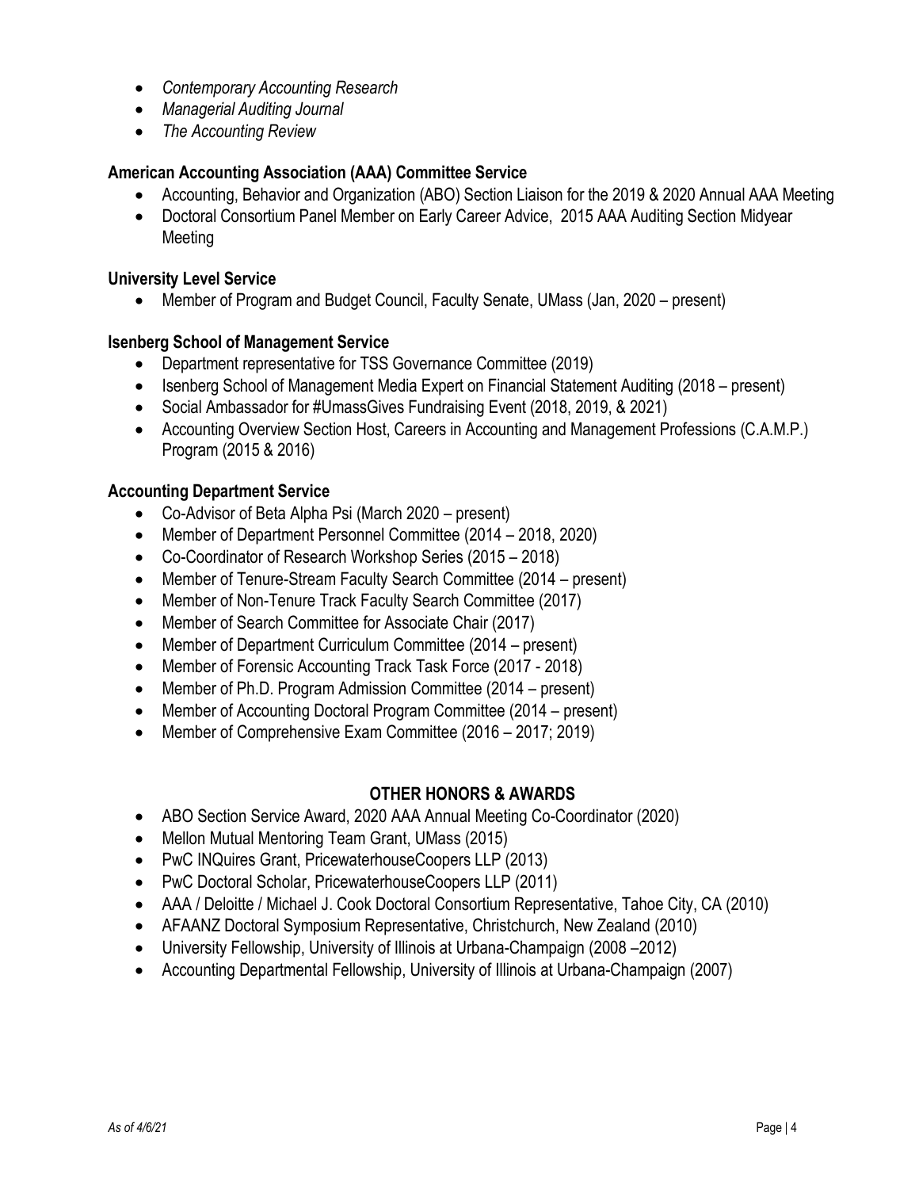- *Contemporary Accounting Research*
- *Managerial Auditing Journal*
- *The Accounting Review*

**American Accounting Association (AAA) Committee Service**

- Accounting, Behavior and Organization (ABO) Section Liaison for the 2019 & 2020 Annual AAA Meeting
- Doctoral Consortium Panel Member on Early Career Advice, 2015 AAA Auditing Section Midyear Meeting

**University Level Service**

- Member of Program and Budget Council, Faculty Senate, UMass (Jan, 2020 – present)

**Isenberg School of Management Service**

- Department representative for TSS Governance Committee (2019)
- Isenberg School of Management Media Expert on Financial Statement Auditing (2018 – present)
- Social Ambassador for #UmassGives Fundraising Event (2018, 2019, & 2021)
- Accounting Overview Section Host, Careers in Accounting and Management Professions (C.A.M.P.) Program (2015 & 2016)

**Accounting Department Service**

- Co-Advisor of Beta Alpha Psi (March 2020 – present)
- Member of Department Personnel Committee (2014 – 2018, 2020)
- Co-Coordinator of Research Workshop Series (2015 – 2018)
- Member of Tenure-Stream Faculty Search Committee (2014 – present)
- Member of Non-Tenure Track Faculty Search Committee (2017)
- Member of Search Committee for Associate Chair (2017)
- Member of Department Curriculum Committee (2014 – present)
- Member of Forensic Accounting Track Task Force (2017 - 2018)
- Member of Ph.D. Program Admission Committee (2014 – present)
- Member of Accounting Doctoral Program Committee (2014 – present)
- Member of Comprehensive Exam Committee (2016 – 2017; 2019)

## OTHER HONORS & AWARDS

- ABO Section Service Award, 2020 AAA Annual Meeting Co-Coordinator (2020)
- Mellon Mutual Mentoring Team Grant, UMass (2015)
- PwC INQuires Grant, PricewaterhouseCoopers LLP (2013)
- PwC Doctoral Scholar, PricewaterhouseCoopers LLP (2011)
- AAA / Deloitte / Michael J. Cook Doctoral Consortium Representative, Tahoe City, CA (2010)
- AFAANZ Doctoral Symposium Representative, Christchurch, New Zealand (2010)
- University Fellowship, University of Illinois at Urbana-Champaign (2008 –2012)
- Accounting Departmental Fellowship, University of Illinois at Urbana-Champaign (2007)

*As of 4/6/21*